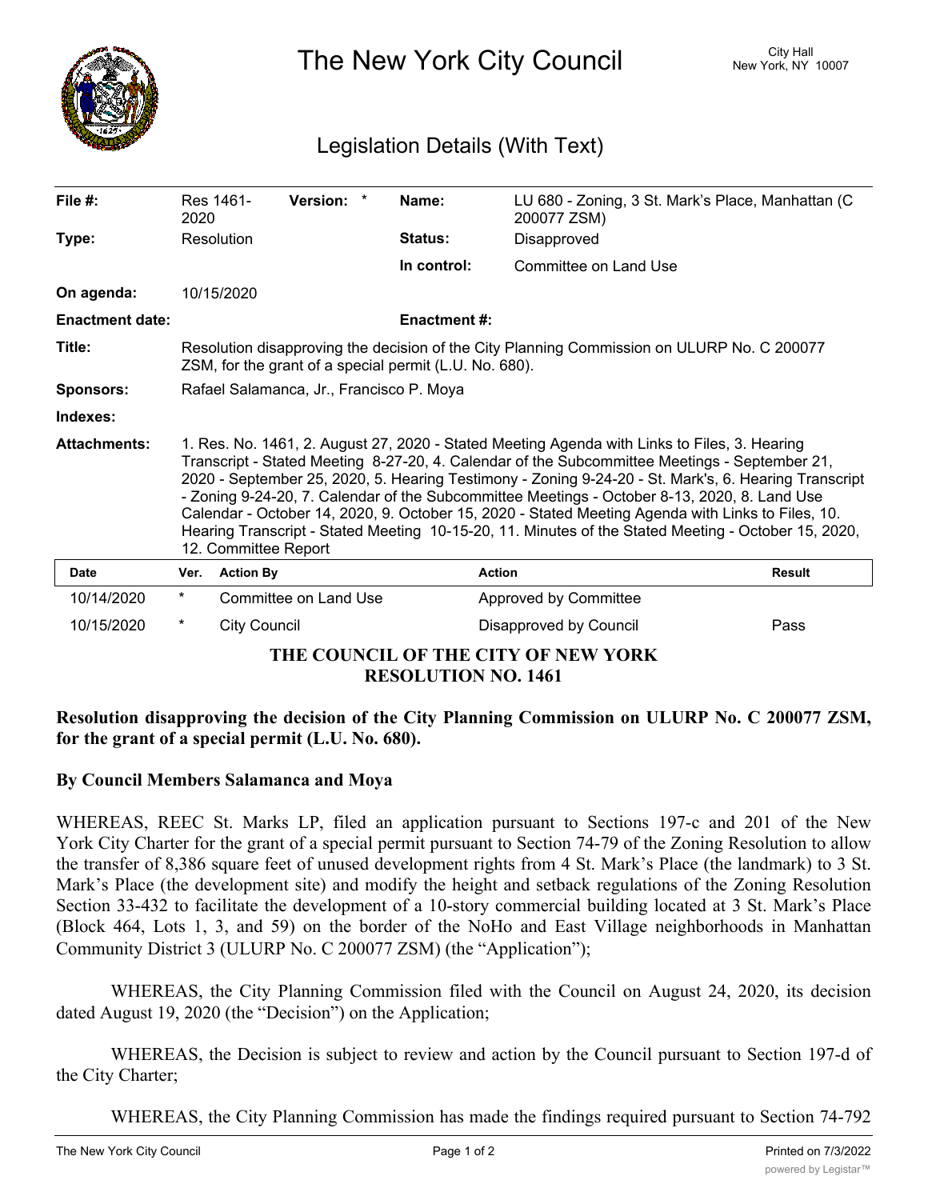# The New York City Council

City Hall
New York, NY 10007

## Legislation Details (With Text)

| | | | |
|---|---|---|---|
| **File #:** | Res 1461-2020 **Version:** * | **Name:** | LU 680 - Zoning, 3 St. Mark's Place, Manhattan (C 200077 ZSM) |
| **Type:** | Resolution | **Status:** | Disapproved |
| | | **In control:** | Committee on Land Use |
| **On agenda:** | 10/15/2020 | | |
| **Enactment date:** | | **Enactment #:** | |

**Title:** Resolution disapproving the decision of the City Planning Commission on ULURP No. C 200077 ZSM, for the grant of a special permit (L.U. No. 680).

**Sponsors:** Rafael Salamanca, Jr., Francisco P. Moya

**Indexes:**

**Attachments:** 1. Res. No. 1461, 2. August 27, 2020 - Stated Meeting Agenda with Links to Files, 3. Hearing Transcript - Stated Meeting 8-27-20, 4. Calendar of the Subcommittee Meetings - September 21, 2020 - September 25, 2020, 5. Hearing Testimony - Zoning 9-24-20 - St. Mark's, 6. Hearing Transcript - Zoning 9-24-20, 7. Calendar of the Subcommittee Meetings - October 8-13, 2020, 8. Land Use Calendar - October 14, 2020, 9. October 15, 2020 - Stated Meeting Agenda with Links to Files, 10. Hearing Transcript - Stated Meeting 10-15-20, 11. Minutes of the Stated Meeting - October 15, 2020, 12. Committee Report

| Date | Ver. | Action By | Action | Result |
|---|---|---|---|---|
| 10/14/2020 | * | Committee on Land Use | Approved by Committee | |
| 10/15/2020 | * | City Council | Disapproved by Council | Pass |

**THE COUNCIL OF THE CITY OF NEW YORK**
**RESOLUTION NO. 1461**

**Resolution disapproving the decision of the City Planning Commission on ULURP No. C 200077 ZSM, for the grant of a special permit (L.U. No. 680).**

**By Council Members Salamanca and Moya**

WHEREAS, REEC St. Marks LP, filed an application pursuant to Sections 197-c and 201 of the New York City Charter for the grant of a special permit pursuant to Section 74-79 of the Zoning Resolution to allow the transfer of 8,386 square feet of unused development rights from 4 St. Mark's Place (the landmark) to 3 St. Mark's Place (the development site) and modify the height and setback regulations of the Zoning Resolution Section 33-432 to facilitate the development of a 10-story commercial building located at 3 St. Mark's Place (Block 464, Lots 1, 3, and 59) on the border of the NoHo and East Village neighborhoods in Manhattan Community District 3 (ULURP No. C 200077 ZSM) (the "Application");

WHEREAS, the City Planning Commission filed with the Council on August 24, 2020, its decision dated August 19, 2020 (the "Decision") on the Application;

WHEREAS, the Decision is subject to review and action by the Council pursuant to Section 197-d of the City Charter;

WHEREAS, the City Planning Commission has made the findings required pursuant to Section 74-792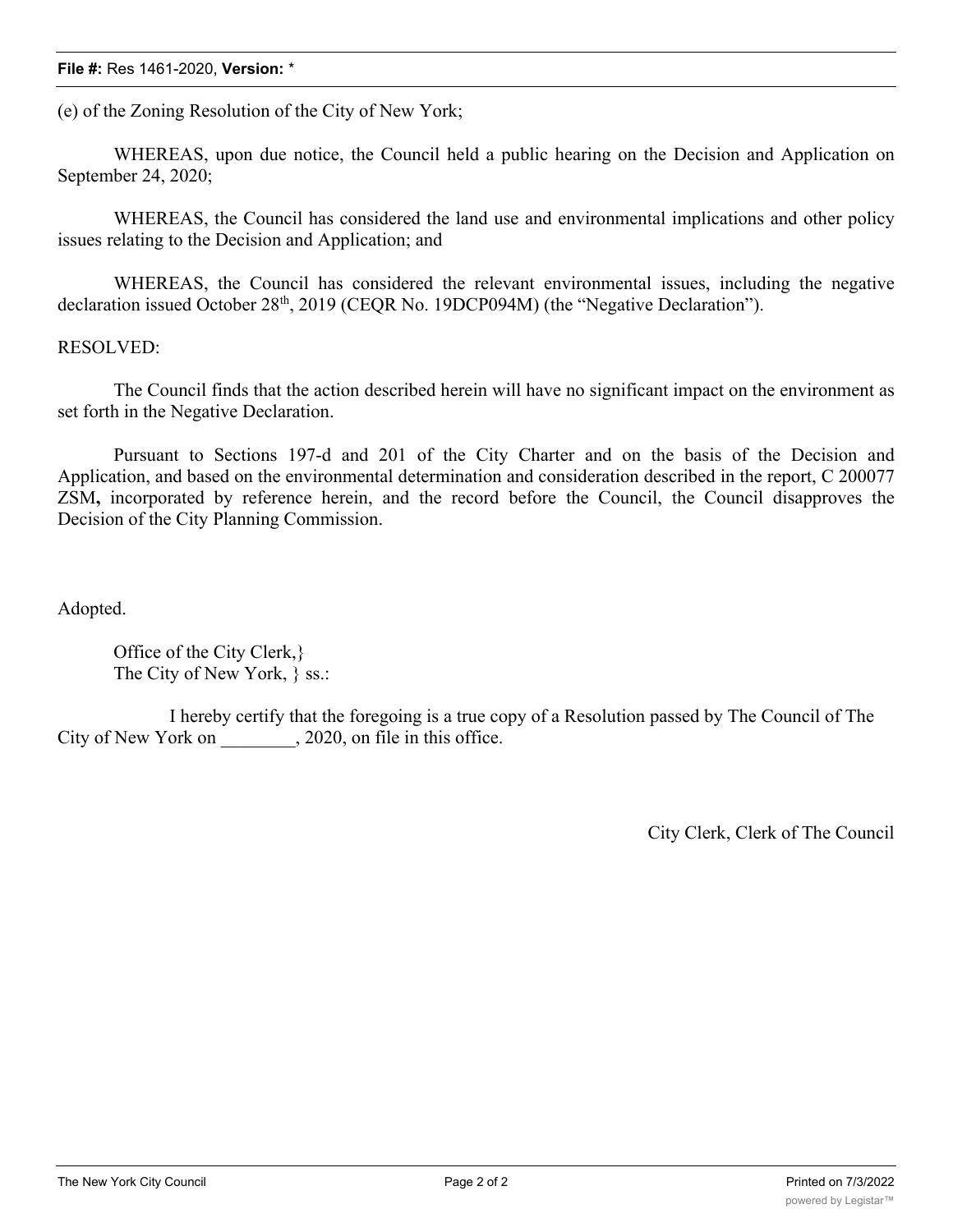(e) of the Zoning Resolution of the City of New York;

WHEREAS, upon due notice, the Council held a public hearing on the Decision and Application on September 24, 2020;

WHEREAS, the Council has considered the land use and environmental implications and other policy issues relating to the Decision and Application; and

WHEREAS, the Council has considered the relevant environmental issues, including the negative declaration issued October 28th, 2019 (CEQR No. 19DCP094M) (the "Negative Declaration").

RESOLVED:

The Council finds that the action described herein will have no significant impact on the environment as set forth in the Negative Declaration.

Pursuant to Sections 197-d and 201 of the City Charter and on the basis of the Decision and Application, and based on the environmental determination and consideration described in the report, C 200077 ZSM**,** incorporated by reference herein, and the record before the Council, the Council disapproves the Decision of the City Planning Commission.

Adopted.

Office of the City Clerk,}
The City of New York, } ss.:

I hereby certify that the foregoing is a true copy of a Resolution passed by The Council of The City of New York on ________, 2020, on file in this office.

City Clerk, Clerk of The Council